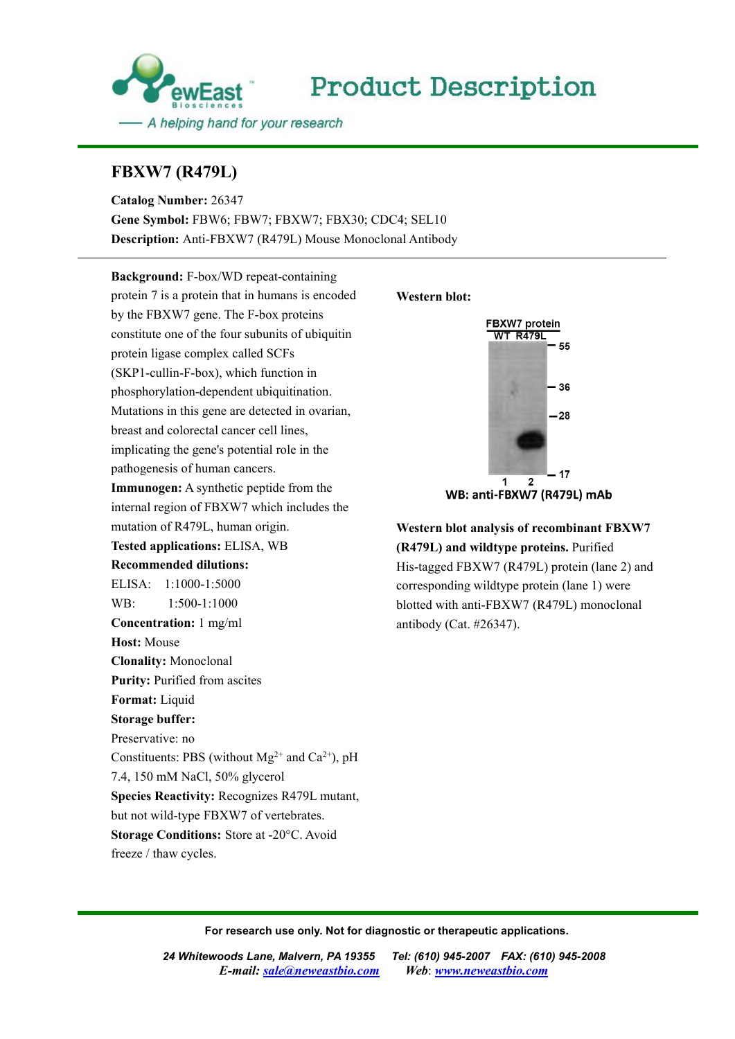# Product Description

## FBXW7 (R479L)

**Catalog Number:** 26347
**Gene Symbol:** FBW6; FBW7; FBXW7; FBX30; CDC4; SEL10
**Description:** Anti-FBXW7 (R479L) Mouse Monoclonal Antibody

---

**Background:** F-box/WD repeat-containing protein 7 is a protein that in humans is encoded by the FBXW7 gene. The F-box proteins constitute one of the four subunits of ubiquitin protein ligase complex called SCFs (SKP1-cullin-F-box), which function in phosphorylation-dependent ubiquitination. Mutations in this gene are detected in ovarian, breast and colorectal cancer cell lines, implicating the gene's potential role in the pathogenesis of human cancers.
**Immunogen:** A synthetic peptide from the internal region of FBXW7 which includes the mutation of R479L, human origin.
**Tested applications:** ELISA, WB
**Recommended dilutions:**
ELISA: 1:1000-1:5000
WB: 1:500-1:1000
**Concentration:** 1 mg/ml
**Host:** Mouse
**Clonality:** Monoclonal
**Purity:** Purified from ascites
**Format:** Liquid
**Storage buffer:**
Preservative: no
Constituents: PBS (without $Mg^{2+}$ and $Ca^{2+}$), pH 7.4, 150 mM NaCl, 50% glycerol
**Species Reactivity:** Recognizes R479L mutant, but not wild-type FBXW7 of vertebrates.
**Storage Conditions:** Store at -20°C. Avoid freeze / thaw cycles.

**Western blot:**

FBXW7 protein
WT R479L
55
36
28
17
1 2
WB: anti-FBXW7 (R479L) mAb

**Western blot analysis of recombinant FBXW7 (R479L) and wildtype proteins.** Purified His-tagged FBXW7 (R479L) protein (lane 2) and corresponding wildtype protein (lane 1) were blotted with anti-FBXW7 (R479L) monoclonal antibody (Cat. #26347).

---

For research use only. Not for diagnostic or therapeutic applications.

*24 Whitewoods Lane, Malvern, PA 19355 Tel: (610) 945-2007 FAX: (610) 945-2008*
*E-mail: sale@neweastbio.com Web: www.neweastbio.com*